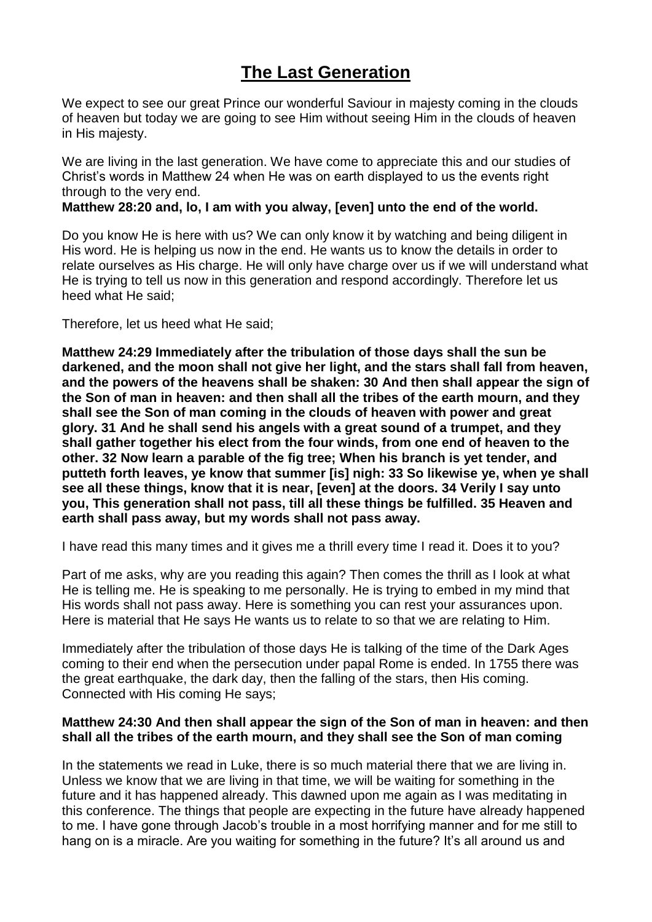# The Last Generation

We expect to see our great Prince our wonderful Saviour in majesty coming in the clouds of heaven but today we are going to see Him without seeing Him in the clouds of heaven in His majesty.

We are living in the last generation. We have come to appreciate this and our studies of Christ's words in Matthew 24 when He was on earth displayed to us the events right through to the very end.

**Matthew 28:20 and, lo, I am with you alway, [even] unto the end of the world.**

Do you know He is here with us? We can only know it by watching and being diligent in His word. He is helping us now in the end. He wants us to know the details in order to relate ourselves as His charge. He will only have charge over us if we will understand what He is trying to tell us now in this generation and respond accordingly. Therefore let us heed what He said;

Therefore, let us heed what He said;

**Matthew 24:29 Immediately after the tribulation of those days shall the sun be darkened, and the moon shall not give her light, and the stars shall fall from heaven, and the powers of the heavens shall be shaken: 30 And then shall appear the sign of the Son of man in heaven: and then shall all the tribes of the earth mourn, and they shall see the Son of man coming in the clouds of heaven with power and great glory. 31 And he shall send his angels with a great sound of a trumpet, and they shall gather together his elect from the four winds, from one end of heaven to the other. 32 Now learn a parable of the fig tree; When his branch is yet tender, and putteth forth leaves, ye know that summer [is] nigh: 33 So likewise ye, when ye shall see all these things, know that it is near, [even] at the doors. 34 Verily I say unto you, This generation shall not pass, till all these things be fulfilled. 35 Heaven and earth shall pass away, but my words shall not pass away.**

I have read this many times and it gives me a thrill every time I read it. Does it to you?

Part of me asks, why are you reading this again? Then comes the thrill as I look at what He is telling me. He is speaking to me personally. He is trying to embed in my mind that His words shall not pass away. Here is something you can rest your assurances upon. Here is material that He says He wants us to relate to so that we are relating to Him.

Immediately after the tribulation of those days He is talking of the time of the Dark Ages coming to their end when the persecution under papal Rome is ended. In 1755 there was the great earthquake, the dark day, then the falling of the stars, then His coming. Connected with His coming He says;

**Matthew 24:30 And then shall appear the sign of the Son of man in heaven: and then shall all the tribes of the earth mourn, and they shall see the Son of man coming**

In the statements we read in Luke, there is so much material there that we are living in. Unless we know that we are living in that time, we will be waiting for something in the future and it has happened already. This dawned upon me again as I was meditating in this conference. The things that people are expecting in the future have already happened to me. I have gone through Jacob's trouble in a most horrifying manner and for me still to hang on is a miracle. Are you waiting for something in the future? It's all around us and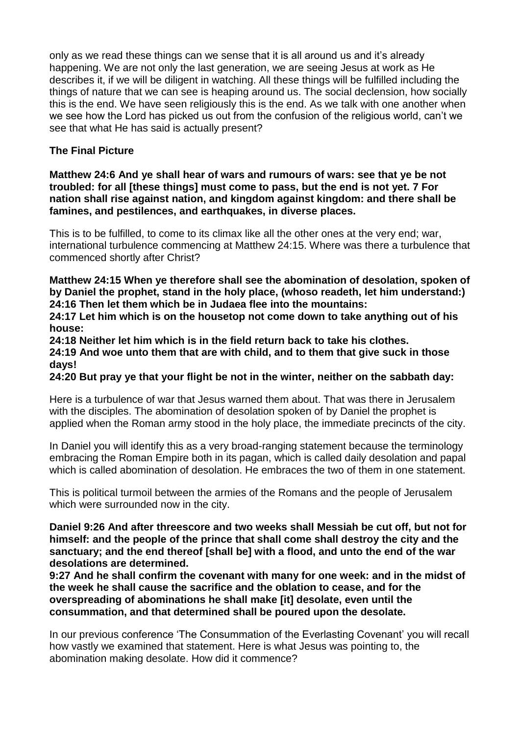only as we read these things can we sense that it is all around us and it's already happening. We are not only the last generation, we are seeing Jesus at work as He describes it, if we will be diligent in watching. All these things will be fulfilled including the things of nature that we can see is heaping around us. The social declension, how socially this is the end. We have seen religiously this is the end. As we talk with one another when we see how the Lord has picked us out from the confusion of the religious world, can't we see that what He has said is actually present?

### The Final Picture

**Matthew 24:6 And ye shall hear of wars and rumours of wars: see that ye be not troubled: for all [these things] must come to pass, but the end is not yet. 7 For nation shall rise against nation, and kingdom against kingdom: and there shall be famines, and pestilences, and earthquakes, in diverse places.**

This is to be fulfilled, to come to its climax like all the other ones at the very end; war, international turbulence commencing at Matthew 24:15. Where was there a turbulence that commenced shortly after Christ?

**Matthew 24:15 When ye therefore shall see the abomination of desolation, spoken of by Daniel the prophet, stand in the holy place, (whoso readeth, let him understand:) 24:16 Then let them which be in Judaea flee into the mountains:**
**24:17 Let him which is on the housetop not come down to take anything out of his house:**
**24:18 Neither let him which is in the field return back to take his clothes.**
**24:19 And woe unto them that are with child, and to them that give suck in those days!**
**24:20 But pray ye that your flight be not in the winter, neither on the sabbath day:**

Here is a turbulence of war that Jesus warned them about. That was there in Jerusalem with the disciples. The abomination of desolation spoken of by Daniel the prophet is applied when the Roman army stood in the holy place, the immediate precincts of the city.

In Daniel you will identify this as a very broad-ranging statement because the terminology embracing the Roman Empire both in its pagan, which is called daily desolation and papal which is called abomination of desolation. He embraces the two of them in one statement.

This is political turmoil between the armies of the Romans and the people of Jerusalem which were surrounded now in the city.

**Daniel 9:26 And after threescore and two weeks shall Messiah be cut off, but not for himself: and the people of the prince that shall come shall destroy the city and the sanctuary; and the end thereof [shall be] with a flood, and unto the end of the war desolations are determined.**
**9:27 And he shall confirm the covenant with many for one week: and in the midst of the week he shall cause the sacrifice and the oblation to cease, and for the overspreading of abominations he shall make [it] desolate, even until the consummation, and that determined shall be poured upon the desolate.**

In our previous conference 'The Consummation of the Everlasting Covenant' you will recall how vastly we examined that statement. Here is what Jesus was pointing to, the abomination making desolate. How did it commence?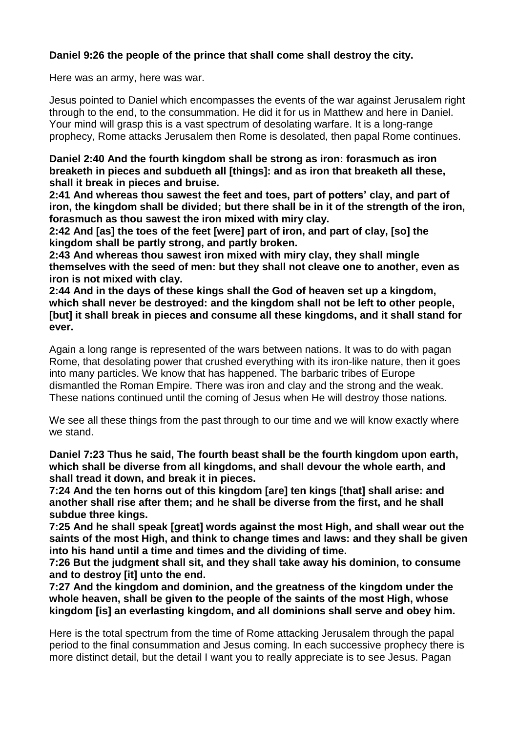**Daniel 9:26 the people of the prince that shall come shall destroy the city.**

Here was an army, here was war.

Jesus pointed to Daniel which encompasses the events of the war against Jerusalem right through to the end, to the consummation. He did it for us in Matthew and here in Daniel. Your mind will grasp this is a vast spectrum of desolating warfare. It is a long-range prophecy, Rome attacks Jerusalem then Rome is desolated, then papal Rome continues.

**Daniel 2:40 And the fourth kingdom shall be strong as iron: forasmuch as iron breaketh in pieces and subdueth all [things]: and as iron that breaketh all these, shall it break in pieces and bruise.**
**2:41 And whereas thou sawest the feet and toes, part of potters' clay, and part of iron, the kingdom shall be divided; but there shall be in it of the strength of the iron, forasmuch as thou sawest the iron mixed with miry clay.**
**2:42 And [as] the toes of the feet [were] part of iron, and part of clay, [so] the kingdom shall be partly strong, and partly broken.**
**2:43 And whereas thou sawest iron mixed with miry clay, they shall mingle themselves with the seed of men: but they shall not cleave one to another, even as iron is not mixed with clay.**
**2:44 And in the days of these kings shall the God of heaven set up a kingdom, which shall never be destroyed: and the kingdom shall not be left to other people, [but] it shall break in pieces and consume all these kingdoms, and it shall stand for ever.**

Again a long range is represented of the wars between nations. It was to do with pagan Rome, that desolating power that crushed everything with its iron-like nature, then it goes into many particles. We know that has happened. The barbaric tribes of Europe dismantled the Roman Empire. There was iron and clay and the strong and the weak. These nations continued until the coming of Jesus when He will destroy those nations.

We see all these things from the past through to our time and we will know exactly where we stand.

**Daniel 7:23 Thus he said, The fourth beast shall be the fourth kingdom upon earth, which shall be diverse from all kingdoms, and shall devour the whole earth, and shall tread it down, and break it in pieces.**
**7:24 And the ten horns out of this kingdom [are] ten kings [that] shall arise: and another shall rise after them; and he shall be diverse from the first, and he shall subdue three kings.**
**7:25 And he shall speak [great] words against the most High, and shall wear out the saints of the most High, and think to change times and laws: and they shall be given into his hand until a time and times and the dividing of time.**
**7:26 But the judgment shall sit, and they shall take away his dominion, to consume and to destroy [it] unto the end.**
**7:27 And the kingdom and dominion, and the greatness of the kingdom under the whole heaven, shall be given to the people of the saints of the most High, whose kingdom [is] an everlasting kingdom, and all dominions shall serve and obey him.**

Here is the total spectrum from the time of Rome attacking Jerusalem through the papal period to the final consummation and Jesus coming. In each successive prophecy there is more distinct detail, but the detail I want you to really appreciate is to see Jesus. Pagan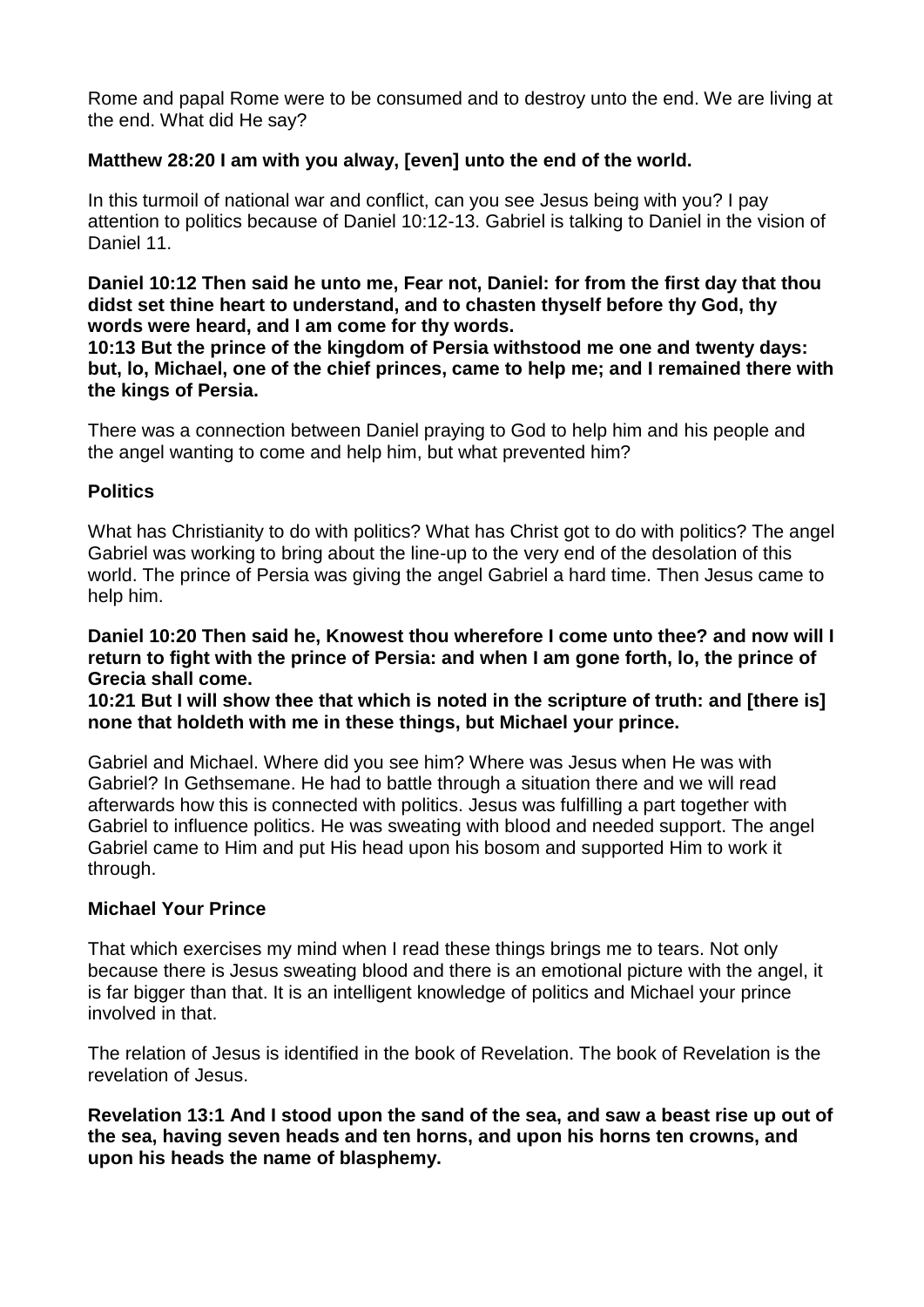Rome and papal Rome were to be consumed and to destroy unto the end. We are living at the end. What did He say?

**Matthew 28:20 I am with you alway, [even] unto the end of the world.**

In this turmoil of national war and conflict, can you see Jesus being with you? I pay attention to politics because of Daniel 10:12-13. Gabriel is talking to Daniel in the vision of Daniel 11.

**Daniel 10:12 Then said he unto me, Fear not, Daniel: for from the first day that thou didst set thine heart to understand, and to chasten thyself before thy God, thy words were heard, and I am come for thy words.**
**10:13 But the prince of the kingdom of Persia withstood me one and twenty days: but, lo, Michael, one of the chief princes, came to help me; and I remained there with the kings of Persia.**

There was a connection between Daniel praying to God to help him and his people and the angel wanting to come and help him, but what prevented him?

### Politics

What has Christianity to do with politics? What has Christ got to do with politics? The angel Gabriel was working to bring about the line-up to the very end of the desolation of this world. The prince of Persia was giving the angel Gabriel a hard time. Then Jesus came to help him.

**Daniel 10:20 Then said he, Knowest thou wherefore I come unto thee? and now will I return to fight with the prince of Persia: and when I am gone forth, lo, the prince of Grecia shall come.**
**10:21 But I will show thee that which is noted in the scripture of truth: and [there is] none that holdeth with me in these things, but Michael your prince.**

Gabriel and Michael. Where did you see him? Where was Jesus when He was with Gabriel? In Gethsemane. He had to battle through a situation there and we will read afterwards how this is connected with politics. Jesus was fulfilling a part together with Gabriel to influence politics. He was sweating with blood and needed support. The angel Gabriel came to Him and put His head upon his bosom and supported Him to work it through.

### Michael Your Prince

That which exercises my mind when I read these things brings me to tears. Not only because there is Jesus sweating blood and there is an emotional picture with the angel, it is far bigger than that. It is an intelligent knowledge of politics and Michael your prince involved in that.

The relation of Jesus is identified in the book of Revelation. The book of Revelation is the revelation of Jesus.

**Revelation 13:1 And I stood upon the sand of the sea, and saw a beast rise up out of the sea, having seven heads and ten horns, and upon his horns ten crowns, and upon his heads the name of blasphemy.**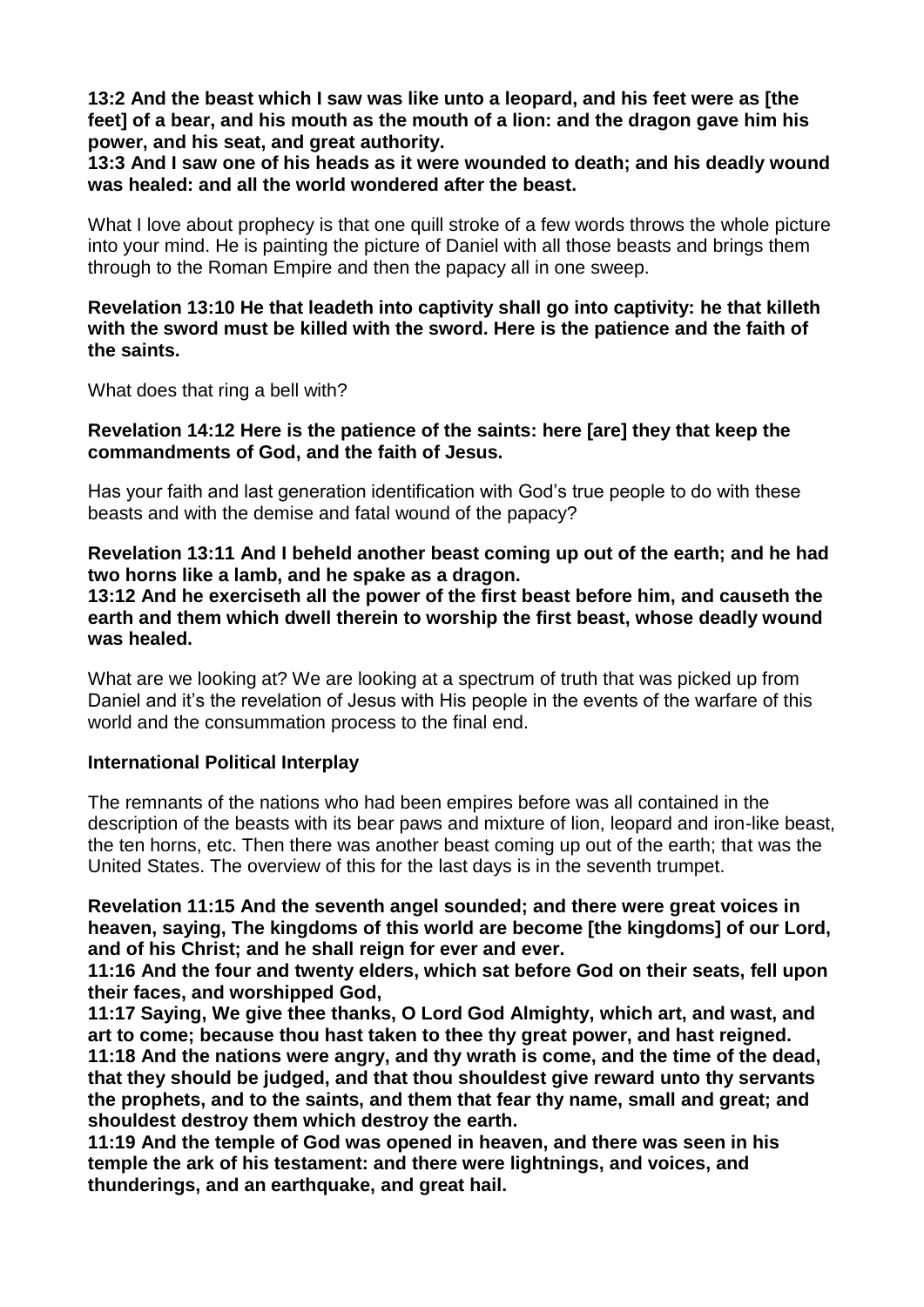**13:2 And the beast which I saw was like unto a leopard, and his feet were as [the feet] of a bear, and his mouth as the mouth of a lion: and the dragon gave him his power, and his seat, and great authority.**
**13:3 And I saw one of his heads as it were wounded to death; and his deadly wound was healed: and all the world wondered after the beast.**

What I love about prophecy is that one quill stroke of a few words throws the whole picture into your mind. He is painting the picture of Daniel with all those beasts and brings them through to the Roman Empire and then the papacy all in one sweep.

**Revelation 13:10 He that leadeth into captivity shall go into captivity: he that killeth with the sword must be killed with the sword. Here is the patience and the faith of the saints.**

What does that ring a bell with?

**Revelation 14:12 Here is the patience of the saints: here [are] they that keep the commandments of God, and the faith of Jesus.**

Has your faith and last generation identification with God's true people to do with these beasts and with the demise and fatal wound of the papacy?

**Revelation 13:11 And I beheld another beast coming up out of the earth; and he had two horns like a lamb, and he spake as a dragon.**
**13:12 And he exerciseth all the power of the first beast before him, and causeth the earth and them which dwell therein to worship the first beast, whose deadly wound was healed.**

What are we looking at? We are looking at a spectrum of truth that was picked up from Daniel and it's the revelation of Jesus with His people in the events of the warfare of this world and the consummation process to the final end.

**International Political Interplay**

The remnants of the nations who had been empires before was all contained in the description of the beasts with its bear paws and mixture of lion, leopard and iron-like beast, the ten horns, etc. Then there was another beast coming up out of the earth; that was the United States. The overview of this for the last days is in the seventh trumpet.

**Revelation 11:15 And the seventh angel sounded; and there were great voices in heaven, saying, The kingdoms of this world are become [the kingdoms] of our Lord, and of his Christ; and he shall reign for ever and ever.**
**11:16 And the four and twenty elders, which sat before God on their seats, fell upon their faces, and worshipped God,**
**11:17 Saying, We give thee thanks, O Lord God Almighty, which art, and wast, and art to come; because thou hast taken to thee thy great power, and hast reigned.**
**11:18 And the nations were angry, and thy wrath is come, and the time of the dead, that they should be judged, and that thou shouldest give reward unto thy servants the prophets, and to the saints, and them that fear thy name, small and great; and shouldest destroy them which destroy the earth.**
**11:19 And the temple of God was opened in heaven, and there was seen in his temple the ark of his testament: and there were lightnings, and voices, and thunderings, and an earthquake, and great hail.**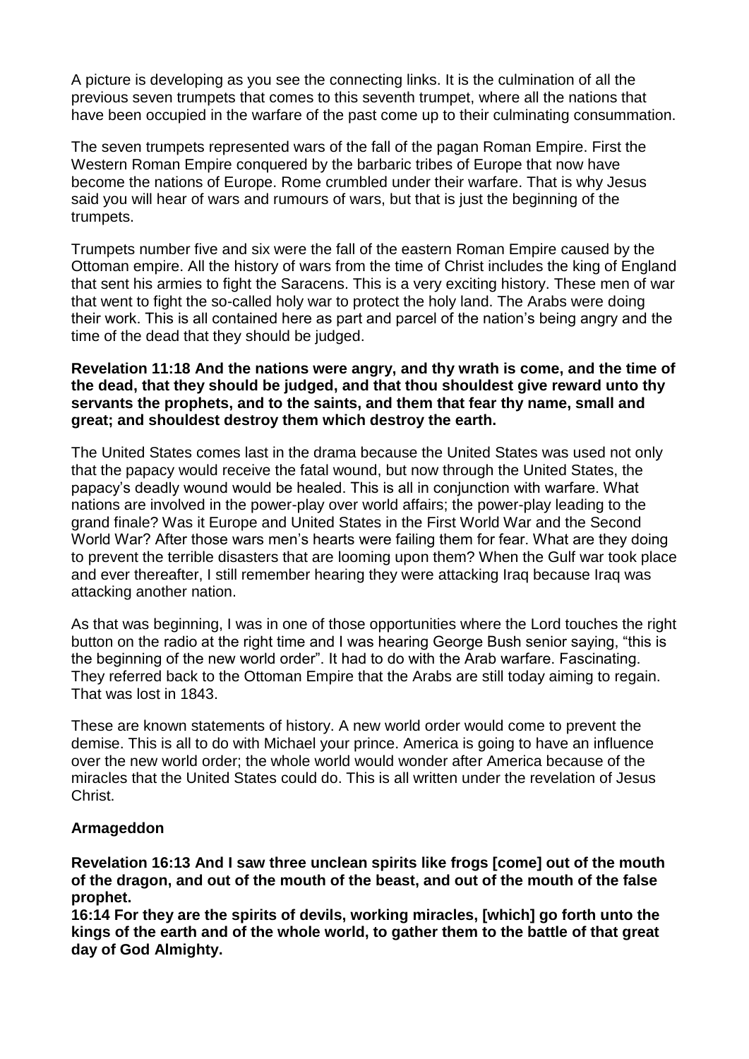A picture is developing as you see the connecting links. It is the culmination of all the previous seven trumpets that comes to this seventh trumpet, where all the nations that have been occupied in the warfare of the past come up to their culminating consummation.

The seven trumpets represented wars of the fall of the pagan Roman Empire. First the Western Roman Empire conquered by the barbaric tribes of Europe that now have become the nations of Europe. Rome crumbled under their warfare. That is why Jesus said you will hear of wars and rumours of wars, but that is just the beginning of the trumpets.

Trumpets number five and six were the fall of the eastern Roman Empire caused by the Ottoman empire. All the history of wars from the time of Christ includes the king of England that sent his armies to fight the Saracens. This is a very exciting history. These men of war that went to fight the so-called holy war to protect the holy land. The Arabs were doing their work. This is all contained here as part and parcel of the nation's being angry and the time of the dead that they should be judged.

**Revelation 11:18 And the nations were angry, and thy wrath is come, and the time of the dead, that they should be judged, and that thou shouldest give reward unto thy servants the prophets, and to the saints, and them that fear thy name, small and great; and shouldest destroy them which destroy the earth.**

The United States comes last in the drama because the United States was used not only that the papacy would receive the fatal wound, but now through the United States, the papacy's deadly wound would be healed. This is all in conjunction with warfare. What nations are involved in the power-play over world affairs; the power-play leading to the grand finale? Was it Europe and United States in the First World War and the Second World War? After those wars men's hearts were failing them for fear. What are they doing to prevent the terrible disasters that are looming upon them? When the Gulf war took place and ever thereafter, I still remember hearing they were attacking Iraq because Iraq was attacking another nation.

As that was beginning, I was in one of those opportunities where the Lord touches the right button on the radio at the right time and I was hearing George Bush senior saying, "this is the beginning of the new world order". It had to do with the Arab warfare. Fascinating. They referred back to the Ottoman Empire that the Arabs are still today aiming to regain. That was lost in 1843.

These are known statements of history. A new world order would come to prevent the demise. This is all to do with Michael your prince. America is going to have an influence over the new world order; the whole world would wonder after America because of the miracles that the United States could do. This is all written under the revelation of Jesus Christ.

**Armageddon**

**Revelation 16:13 And I saw three unclean spirits like frogs [come] out of the mouth of the dragon, and out of the mouth of the beast, and out of the mouth of the false prophet.**
**16:14 For they are the spirits of devils, working miracles, [which] go forth unto the kings of the earth and of the whole world, to gather them to the battle of that great day of God Almighty.**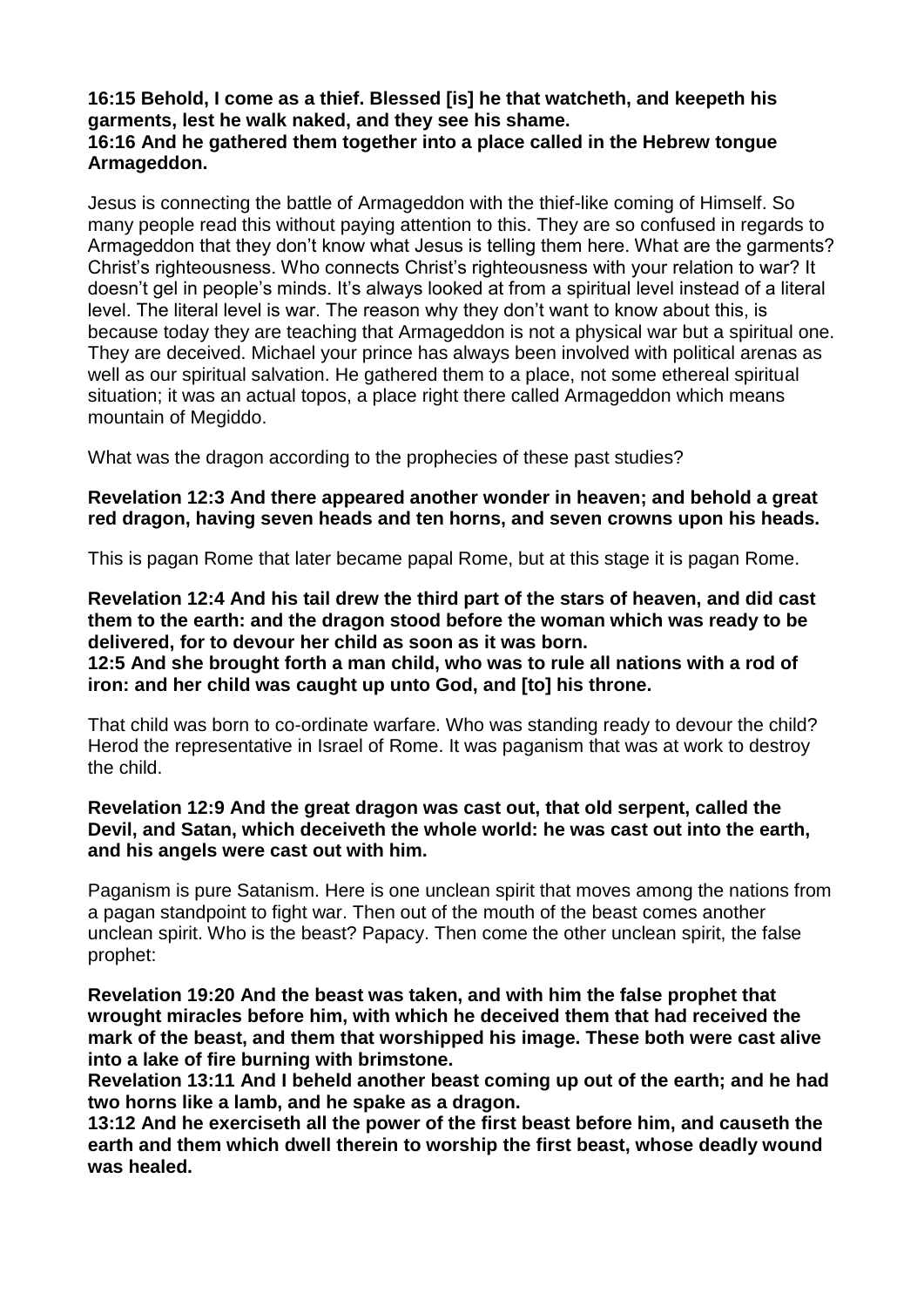**16:15 Behold, I come as a thief. Blessed [is] he that watcheth, and keepeth his garments, lest he walk naked, and they see his shame.**
**16:16 And he gathered them together into a place called in the Hebrew tongue Armageddon.**

Jesus is connecting the battle of Armageddon with the thief-like coming of Himself. So many people read this without paying attention to this. They are so confused in regards to Armageddon that they don't know what Jesus is telling them here. What are the garments? Christ's righteousness. Who connects Christ's righteousness with your relation to war? It doesn't gel in people's minds. It's always looked at from a spiritual level instead of a literal level. The literal level is war. The reason why they don't want to know about this, is because today they are teaching that Armageddon is not a physical war but a spiritual one. They are deceived. Michael your prince has always been involved with political arenas as well as our spiritual salvation. He gathered them to a place, not some ethereal spiritual situation; it was an actual topos, a place right there called Armageddon which means mountain of Megiddo.

What was the dragon according to the prophecies of these past studies?

**Revelation 12:3 And there appeared another wonder in heaven; and behold a great red dragon, having seven heads and ten horns, and seven crowns upon his heads.**

This is pagan Rome that later became papal Rome, but at this stage it is pagan Rome.

**Revelation 12:4 And his tail drew the third part of the stars of heaven, and did cast them to the earth: and the dragon stood before the woman which was ready to be delivered, for to devour her child as soon as it was born.**
**12:5 And she brought forth a man child, who was to rule all nations with a rod of iron: and her child was caught up unto God, and [to] his throne.**

That child was born to co-ordinate warfare. Who was standing ready to devour the child? Herod the representative in Israel of Rome. It was paganism that was at work to destroy the child.

**Revelation 12:9 And the great dragon was cast out, that old serpent, called the Devil, and Satan, which deceiveth the whole world: he was cast out into the earth, and his angels were cast out with him.**

Paganism is pure Satanism. Here is one unclean spirit that moves among the nations from a pagan standpoint to fight war. Then out of the mouth of the beast comes another unclean spirit. Who is the beast? Papacy. Then come the other unclean spirit, the false prophet:

**Revelation 19:20 And the beast was taken, and with him the false prophet that wrought miracles before him, with which he deceived them that had received the mark of the beast, and them that worshipped his image. These both were cast alive into a lake of fire burning with brimstone.**
**Revelation 13:11 And I beheld another beast coming up out of the earth; and he had two horns like a lamb, and he spake as a dragon.**
**13:12 And he exerciseth all the power of the first beast before him, and causeth the earth and them which dwell therein to worship the first beast, whose deadly wound was healed.**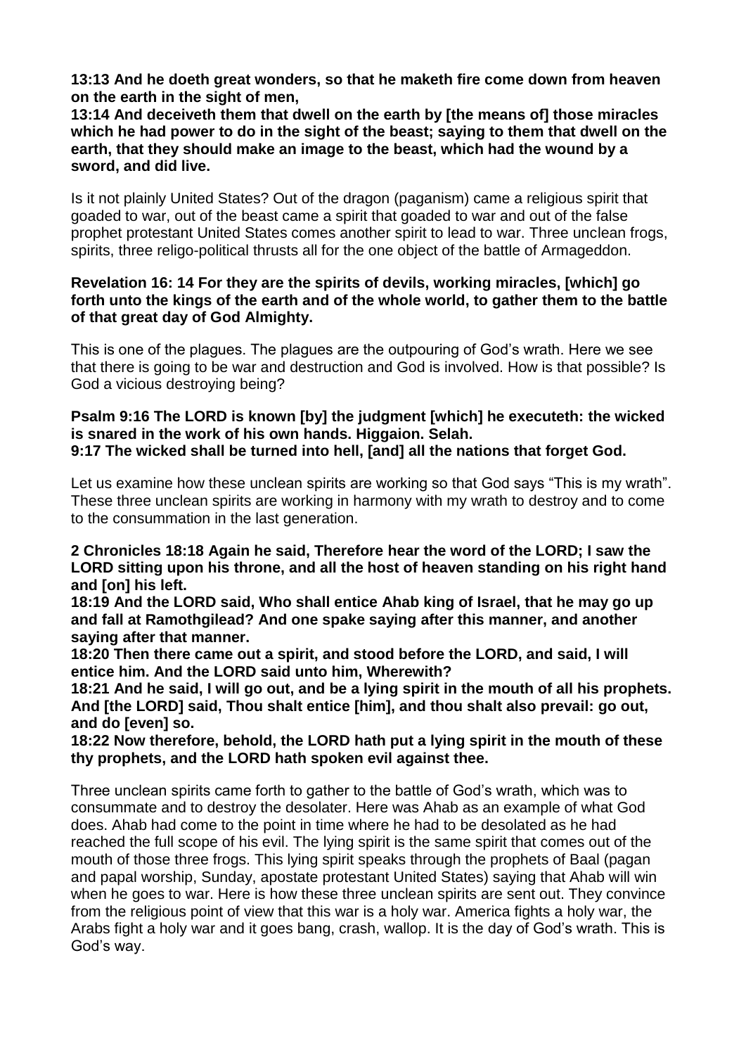**13:13 And he doeth great wonders, so that he maketh fire come down from heaven on the earth in the sight of men,**
**13:14 And deceiveth them that dwell on the earth by [the means of] those miracles which he had power to do in the sight of the beast; saying to them that dwell on the earth, that they should make an image to the beast, which had the wound by a sword, and did live.**

Is it not plainly United States? Out of the dragon (paganism) came a religious spirit that goaded to war, out of the beast came a spirit that goaded to war and out of the false prophet protestant United States comes another spirit to lead to war. Three unclean frogs, spirits, three religo-political thrusts all for the one object of the battle of Armageddon.

**Revelation 16: 14 For they are the spirits of devils, working miracles, [which] go forth unto the kings of the earth and of the whole world, to gather them to the battle of that great day of God Almighty.**

This is one of the plagues. The plagues are the outpouring of God's wrath. Here we see that there is going to be war and destruction and God is involved. How is that possible? Is God a vicious destroying being?

**Psalm 9:16 The LORD is known [by] the judgment [which] he executeth: the wicked is snared in the work of his own hands. Higgaion. Selah.**
**9:17 The wicked shall be turned into hell, [and] all the nations that forget God.**

Let us examine how these unclean spirits are working so that God says "This is my wrath". These three unclean spirits are working in harmony with my wrath to destroy and to come to the consummation in the last generation.

**2 Chronicles 18:18 Again he said, Therefore hear the word of the LORD; I saw the LORD sitting upon his throne, and all the host of heaven standing on his right hand and [on] his left.**
**18:19 And the LORD said, Who shall entice Ahab king of Israel, that he may go up and fall at Ramothgilead? And one spake saying after this manner, and another saying after that manner.**
**18:20 Then there came out a spirit, and stood before the LORD, and said, I will entice him. And the LORD said unto him, Wherewith?**
**18:21 And he said, I will go out, and be a lying spirit in the mouth of all his prophets. And [the LORD] said, Thou shalt entice [him], and thou shalt also prevail: go out, and do [even] so.**
**18:22 Now therefore, behold, the LORD hath put a lying spirit in the mouth of these thy prophets, and the LORD hath spoken evil against thee.**

Three unclean spirits came forth to gather to the battle of God's wrath, which was to consummate and to destroy the desolater. Here was Ahab as an example of what God does. Ahab had come to the point in time where he had to be desolated as he had reached the full scope of his evil. The lying spirit is the same spirit that comes out of the mouth of those three frogs. This lying spirit speaks through the prophets of Baal (pagan and papal worship, Sunday, apostate protestant United States) saying that Ahab will win when he goes to war. Here is how these three unclean spirits are sent out. They convince from the religious point of view that this war is a holy war. America fights a holy war, the Arabs fight a holy war and it goes bang, crash, wallop. It is the day of God's wrath. This is God's way.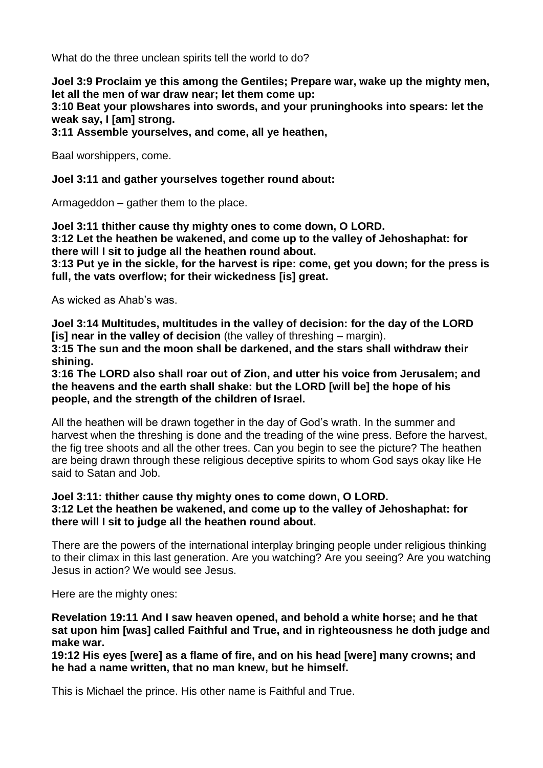What do the three unclean spirits tell the world to do?

**Joel 3:9 Proclaim ye this among the Gentiles; Prepare war, wake up the mighty men, let all the men of war draw near; let them come up:**
**3:10 Beat your plowshares into swords, and your pruninghooks into spears: let the weak say, I [am] strong.**
**3:11 Assemble yourselves, and come, all ye heathen,**

Baal worshippers, come.

**Joel 3:11 and gather yourselves together round about:**

Armageddon – gather them to the place.

**Joel 3:11 thither cause thy mighty ones to come down, O LORD.**
**3:12 Let the heathen be wakened, and come up to the valley of Jehoshaphat: for there will I sit to judge all the heathen round about.**
**3:13 Put ye in the sickle, for the harvest is ripe: come, get you down; for the press is full, the vats overflow; for their wickedness [is] great.**

As wicked as Ahab's was.

**Joel 3:14 Multitudes, multitudes in the valley of decision: for the day of the LORD [is] near in the valley of decision** (the valley of threshing – margin).
**3:15 The sun and the moon shall be darkened, and the stars shall withdraw their shining.**
**3:16 The LORD also shall roar out of Zion, and utter his voice from Jerusalem; and the heavens and the earth shall shake: but the LORD [will be] the hope of his people, and the strength of the children of Israel.**

All the heathen will be drawn together in the day of God's wrath. In the summer and harvest when the threshing is done and the treading of the wine press. Before the harvest, the fig tree shoots and all the other trees. Can you begin to see the picture? The heathen are being drawn through these religious deceptive spirits to whom God says okay like He said to Satan and Job.

**Joel 3:11: thither cause thy mighty ones to come down, O LORD.**
**3:12 Let the heathen be wakened, and come up to the valley of Jehoshaphat: for there will I sit to judge all the heathen round about.**

There are the powers of the international interplay bringing people under religious thinking to their climax in this last generation. Are you watching? Are you seeing? Are you watching Jesus in action? We would see Jesus.

Here are the mighty ones:

**Revelation 19:11 And I saw heaven opened, and behold a white horse; and he that sat upon him [was] called Faithful and True, and in righteousness he doth judge and make war.**
**19:12 His eyes [were] as a flame of fire, and on his head [were] many crowns; and he had a name written, that no man knew, but he himself.**

This is Michael the prince. His other name is Faithful and True.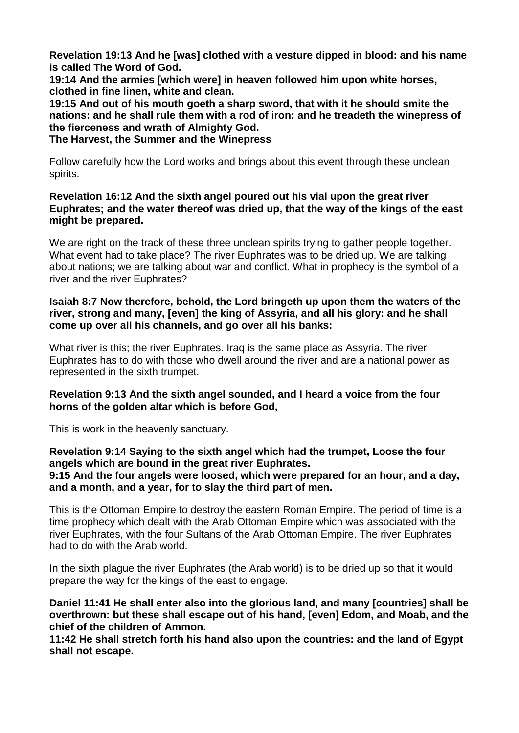**Revelation 19:13 And he [was] clothed with a vesture dipped in blood: and his name is called The Word of God.**
**19:14 And the armies [which were] in heaven followed him upon white horses, clothed in fine linen, white and clean.**
**19:15 And out of his mouth goeth a sharp sword, that with it he should smite the nations: and he shall rule them with a rod of iron: and he treadeth the winepress of the fierceness and wrath of Almighty God.**

**The Harvest, the Summer and the Winepress**

Follow carefully how the Lord works and brings about this event through these unclean spirits.

**Revelation 16:12 And the sixth angel poured out his vial upon the great river Euphrates; and the water thereof was dried up, that the way of the kings of the east might be prepared.**

We are right on the track of these three unclean spirits trying to gather people together. What event had to take place? The river Euphrates was to be dried up. We are talking about nations; we are talking about war and conflict. What in prophecy is the symbol of a river and the river Euphrates?

**Isaiah 8:7 Now therefore, behold, the Lord bringeth up upon them the waters of the river, strong and many, [even] the king of Assyria, and all his glory: and he shall come up over all his channels, and go over all his banks:**

What river is this; the river Euphrates. Iraq is the same place as Assyria. The river Euphrates has to do with those who dwell around the river and are a national power as represented in the sixth trumpet.

**Revelation 9:13 And the sixth angel sounded, and I heard a voice from the four horns of the golden altar which is before God,**

This is work in the heavenly sanctuary.

**Revelation 9:14 Saying to the sixth angel which had the trumpet, Loose the four angels which are bound in the great river Euphrates.**
**9:15 And the four angels were loosed, which were prepared for an hour, and a day, and a month, and a year, for to slay the third part of men.**

This is the Ottoman Empire to destroy the eastern Roman Empire. The period of time is a time prophecy which dealt with the Arab Ottoman Empire which was associated with the river Euphrates, with the four Sultans of the Arab Ottoman Empire. The river Euphrates had to do with the Arab world.

In the sixth plague the river Euphrates (the Arab world) is to be dried up so that it would prepare the way for the kings of the east to engage.

**Daniel 11:41 He shall enter also into the glorious land, and many [countries] shall be overthrown: but these shall escape out of his hand, [even] Edom, and Moab, and the chief of the children of Ammon.**
**11:42 He shall stretch forth his hand also upon the countries: and the land of Egypt shall not escape.**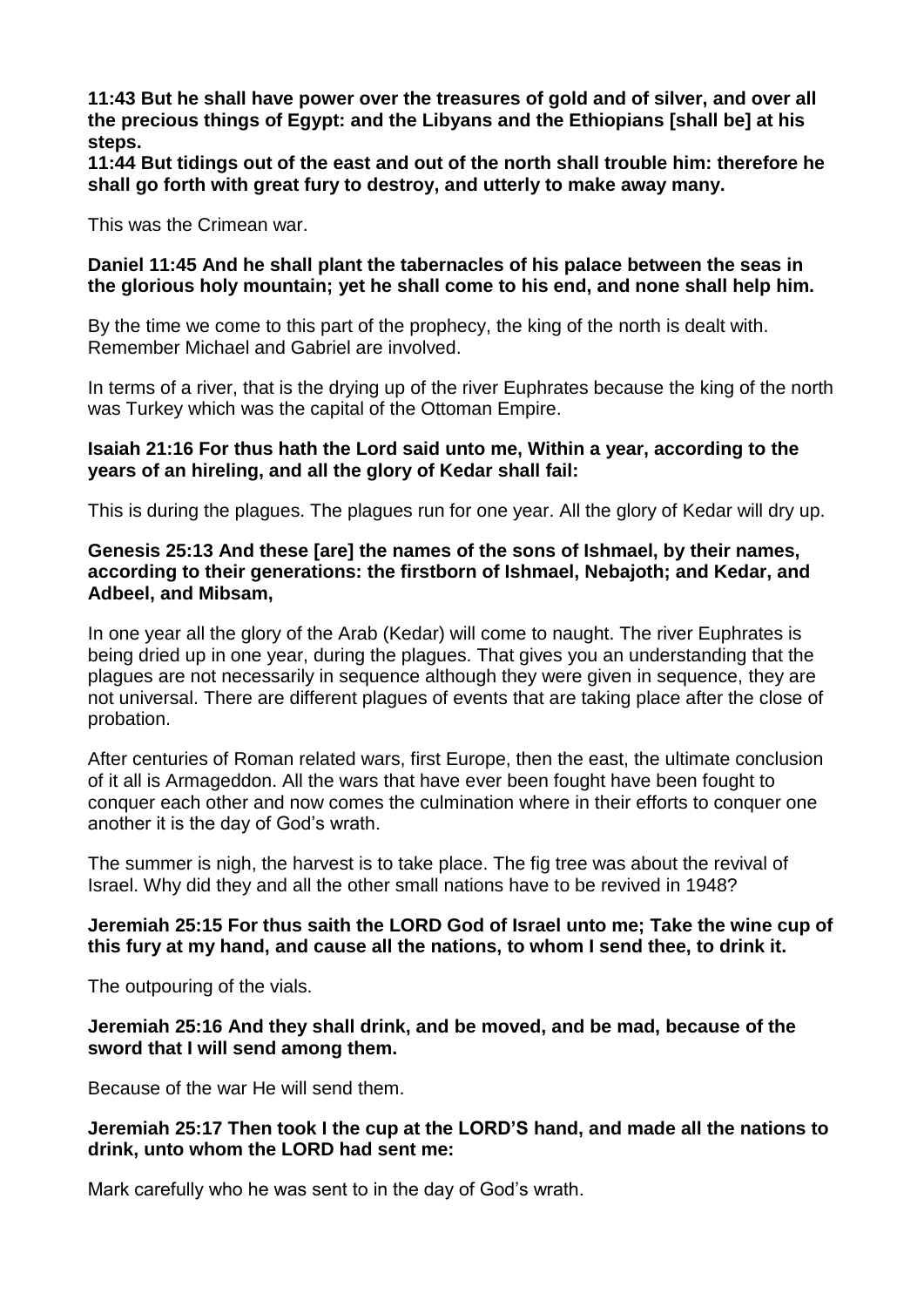**11:43 But he shall have power over the treasures of gold and of silver, and over all the precious things of Egypt: and the Libyans and the Ethiopians [shall be] at his steps.**
**11:44 But tidings out of the east and out of the north shall trouble him: therefore he shall go forth with great fury to destroy, and utterly to make away many.**

This was the Crimean war.

**Daniel 11:45 And he shall plant the tabernacles of his palace between the seas in the glorious holy mountain; yet he shall come to his end, and none shall help him.**

By the time we come to this part of the prophecy, the king of the north is dealt with. Remember Michael and Gabriel are involved.

In terms of a river, that is the drying up of the river Euphrates because the king of the north was Turkey which was the capital of the Ottoman Empire.

**Isaiah 21:16 For thus hath the Lord said unto me, Within a year, according to the years of an hireling, and all the glory of Kedar shall fail:**

This is during the plagues. The plagues run for one year. All the glory of Kedar will dry up.

**Genesis 25:13 And these [are] the names of the sons of Ishmael, by their names, according to their generations: the firstborn of Ishmael, Nebajoth; and Kedar, and Adbeel, and Mibsam,**

In one year all the glory of the Arab (Kedar) will come to naught. The river Euphrates is being dried up in one year, during the plagues. That gives you an understanding that the plagues are not necessarily in sequence although they were given in sequence, they are not universal. There are different plagues of events that are taking place after the close of probation.

After centuries of Roman related wars, first Europe, then the east, the ultimate conclusion of it all is Armageddon. All the wars that have ever been fought have been fought to conquer each other and now comes the culmination where in their efforts to conquer one another it is the day of God's wrath.

The summer is nigh, the harvest is to take place. The fig tree was about the revival of Israel. Why did they and all the other small nations have to be revived in 1948?

**Jeremiah 25:15 For thus saith the LORD God of Israel unto me; Take the wine cup of this fury at my hand, and cause all the nations, to whom I send thee, to drink it.**

The outpouring of the vials.

**Jeremiah 25:16 And they shall drink, and be moved, and be mad, because of the sword that I will send among them.**

Because of the war He will send them.

**Jeremiah 25:17 Then took I the cup at the LORD'S hand, and made all the nations to drink, unto whom the LORD had sent me:**

Mark carefully who he was sent to in the day of God's wrath.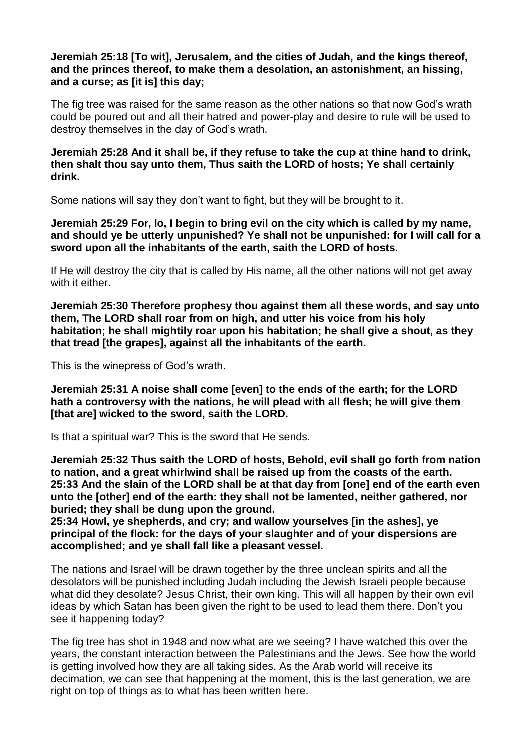**Jeremiah 25:18 [To wit], Jerusalem, and the cities of Judah, and the kings thereof, and the princes thereof, to make them a desolation, an astonishment, an hissing, and a curse; as [it is] this day;**

The fig tree was raised for the same reason as the other nations so that now God's wrath could be poured out and all their hatred and power-play and desire to rule will be used to destroy themselves in the day of God's wrath.

**Jeremiah 25:28 And it shall be, if they refuse to take the cup at thine hand to drink, then shalt thou say unto them, Thus saith the LORD of hosts; Ye shall certainly drink.**

Some nations will say they don't want to fight, but they will be brought to it.

**Jeremiah 25:29 For, lo, I begin to bring evil on the city which is called by my name, and should ye be utterly unpunished? Ye shall not be unpunished: for I will call for a sword upon all the inhabitants of the earth, saith the LORD of hosts.**

If He will destroy the city that is called by His name, all the other nations will not get away with it either.

**Jeremiah 25:30 Therefore prophesy thou against them all these words, and say unto them, The LORD shall roar from on high, and utter his voice from his holy habitation; he shall mightily roar upon his habitation; he shall give a shout, as they that tread [the grapes], against all the inhabitants of the earth.**

This is the winepress of God's wrath.

**Jeremiah 25:31 A noise shall come [even] to the ends of the earth; for the LORD hath a controversy with the nations, he will plead with all flesh; he will give them [that are] wicked to the sword, saith the LORD.**

Is that a spiritual war? This is the sword that He sends.

**Jeremiah 25:32 Thus saith the LORD of hosts, Behold, evil shall go forth from nation to nation, and a great whirlwind shall be raised up from the coasts of the earth.**
**25:33 And the slain of the LORD shall be at that day from [one] end of the earth even unto the [other] end of the earth: they shall not be lamented, neither gathered, nor buried; they shall be dung upon the ground.**
**25:34 Howl, ye shepherds, and cry; and wallow yourselves [in the ashes], ye principal of the flock: for the days of your slaughter and of your dispersions are accomplished; and ye shall fall like a pleasant vessel.**

The nations and Israel will be drawn together by the three unclean spirits and all the desolators will be punished including Judah including the Jewish Israeli people because what did they desolate? Jesus Christ, their own king. This will all happen by their own evil ideas by which Satan has been given the right to be used to lead them there. Don't you see it happening today?

The fig tree has shot in 1948 and now what are we seeing? I have watched this over the years, the constant interaction between the Palestinians and the Jews. See how the world is getting involved how they are all taking sides. As the Arab world will receive its decimation, we can see that happening at the moment, this is the last generation, we are right on top of things as to what has been written here.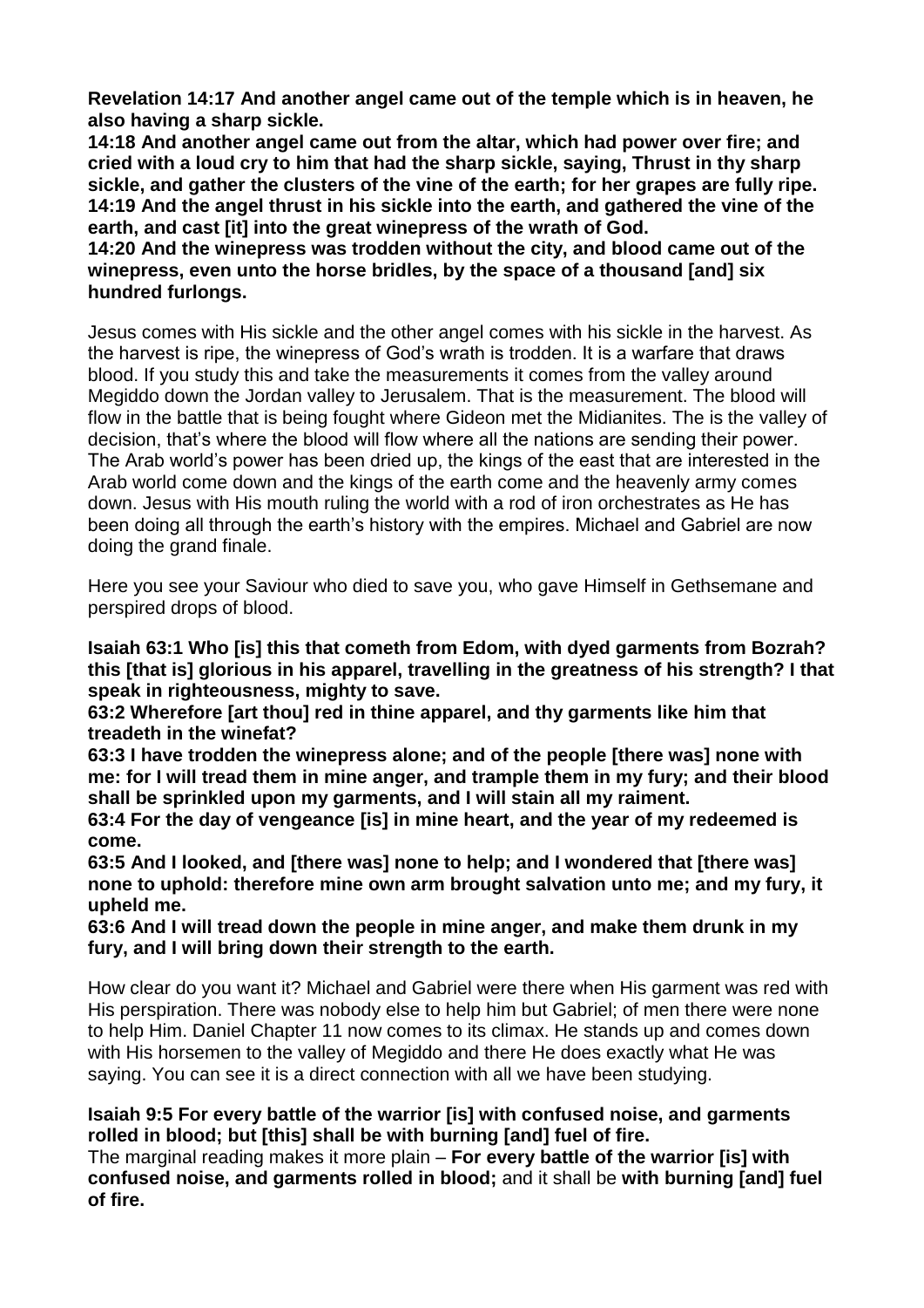**Revelation 14:17 And another angel came out of the temple which is in heaven, he also having a sharp sickle.**
**14:18 And another angel came out from the altar, which had power over fire; and cried with a loud cry to him that had the sharp sickle, saying, Thrust in thy sharp sickle, and gather the clusters of the vine of the earth; for her grapes are fully ripe.**
**14:19 And the angel thrust in his sickle into the earth, and gathered the vine of the earth, and cast [it] into the great winepress of the wrath of God.**
**14:20 And the winepress was trodden without the city, and blood came out of the winepress, even unto the horse bridles, by the space of a thousand [and] six hundred furlongs.**

Jesus comes with His sickle and the other angel comes with his sickle in the harvest. As the harvest is ripe, the winepress of God's wrath is trodden. It is a warfare that draws blood. If you study this and take the measurements it comes from the valley around Megiddo down the Jordan valley to Jerusalem. That is the measurement. The blood will flow in the battle that is being fought where Gideon met the Midianites. The is the valley of decision, that's where the blood will flow where all the nations are sending their power. The Arab world's power has been dried up, the kings of the east that are interested in the Arab world come down and the kings of the earth come and the heavenly army comes down. Jesus with His mouth ruling the world with a rod of iron orchestrates as He has been doing all through the earth's history with the empires. Michael and Gabriel are now doing the grand finale.

Here you see your Saviour who died to save you, who gave Himself in Gethsemane and perspired drops of blood.

**Isaiah 63:1 Who [is] this that cometh from Edom, with dyed garments from Bozrah? this [that is] glorious in his apparel, travelling in the greatness of his strength? I that speak in righteousness, mighty to save.**
**63:2 Wherefore [art thou] red in thine apparel, and thy garments like him that treadeth in the winefat?**
**63:3 I have trodden the winepress alone; and of the people [there was] none with me: for I will tread them in mine anger, and trample them in my fury; and their blood shall be sprinkled upon my garments, and I will stain all my raiment.**
**63:4 For the day of vengeance [is] in mine heart, and the year of my redeemed is come.**
**63:5 And I looked, and [there was] none to help; and I wondered that [there was] none to uphold: therefore mine own arm brought salvation unto me; and my fury, it upheld me.**
**63:6 And I will tread down the people in mine anger, and make them drunk in my fury, and I will bring down their strength to the earth.**

How clear do you want it? Michael and Gabriel were there when His garment was red with His perspiration. There was nobody else to help him but Gabriel; of men there were none to help Him. Daniel Chapter 11 now comes to its climax. He stands up and comes down with His horsemen to the valley of Megiddo and there He does exactly what He was saying. You can see it is a direct connection with all we have been studying.

**Isaiah 9:5 For every battle of the warrior [is] with confused noise, and garments rolled in blood; but [this] shall be with burning [and] fuel of fire.**
The marginal reading makes it more plain – **For every battle of the warrior [is] with confused noise, and garments rolled in blood;** and it shall be **with burning [and] fuel of fire.**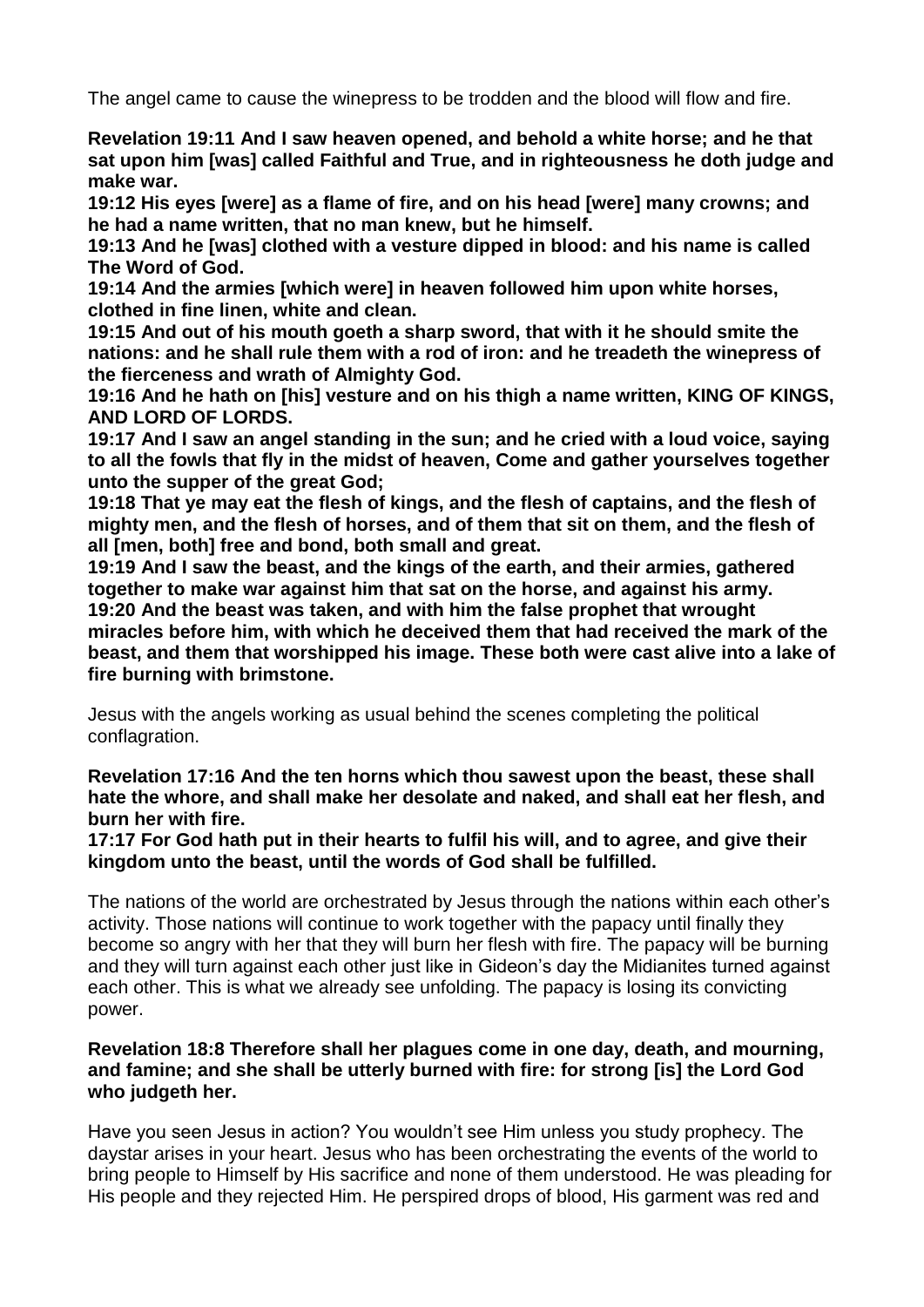The angel came to cause the winepress to be trodden and the blood will flow and fire.

**Revelation 19:11 And I saw heaven opened, and behold a white horse; and he that sat upon him [was] called Faithful and True, and in righteousness he doth judge and make war.**
**19:12 His eyes [were] as a flame of fire, and on his head [were] many crowns; and he had a name written, that no man knew, but he himself.**
**19:13 And he [was] clothed with a vesture dipped in blood: and his name is called The Word of God.**
**19:14 And the armies [which were] in heaven followed him upon white horses, clothed in fine linen, white and clean.**
**19:15 And out of his mouth goeth a sharp sword, that with it he should smite the nations: and he shall rule them with a rod of iron: and he treadeth the winepress of the fierceness and wrath of Almighty God.**
**19:16 And he hath on [his] vesture and on his thigh a name written, KING OF KINGS, AND LORD OF LORDS.**
**19:17 And I saw an angel standing in the sun; and he cried with a loud voice, saying to all the fowls that fly in the midst of heaven, Come and gather yourselves together unto the supper of the great God;**
**19:18 That ye may eat the flesh of kings, and the flesh of captains, and the flesh of mighty men, and the flesh of horses, and of them that sit on them, and the flesh of all [men, both] free and bond, both small and great.**
**19:19 And I saw the beast, and the kings of the earth, and their armies, gathered together to make war against him that sat on the horse, and against his army.**
**19:20 And the beast was taken, and with him the false prophet that wrought miracles before him, with which he deceived them that had received the mark of the beast, and them that worshipped his image. These both were cast alive into a lake of fire burning with brimstone.**

Jesus with the angels working as usual behind the scenes completing the political conflagration.

**Revelation 17:16 And the ten horns which thou sawest upon the beast, these shall hate the whore, and shall make her desolate and naked, and shall eat her flesh, and burn her with fire.**
**17:17 For God hath put in their hearts to fulfil his will, and to agree, and give their kingdom unto the beast, until the words of God shall be fulfilled.**

The nations of the world are orchestrated by Jesus through the nations within each other's activity. Those nations will continue to work together with the papacy until finally they become so angry with her that they will burn her flesh with fire. The papacy will be burning and they will turn against each other just like in Gideon's day the Midianites turned against each other. This is what we already see unfolding. The papacy is losing its convicting power.

**Revelation 18:8 Therefore shall her plagues come in one day, death, and mourning, and famine; and she shall be utterly burned with fire: for strong [is] the Lord God who judgeth her.**

Have you seen Jesus in action? You wouldn't see Him unless you study prophecy. The daystar arises in your heart. Jesus who has been orchestrating the events of the world to bring people to Himself by His sacrifice and none of them understood. He was pleading for His people and they rejected Him. He perspired drops of blood, His garment was red and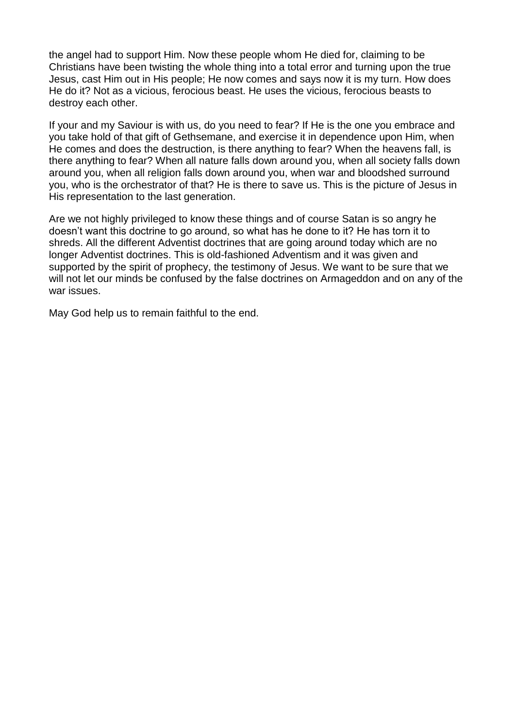the angel had to support Him. Now these people whom He died for, claiming to be Christians have been twisting the whole thing into a total error and turning upon the true Jesus, cast Him out in His people; He now comes and says now it is my turn. How does He do it? Not as a vicious, ferocious beast. He uses the vicious, ferocious beasts to destroy each other.

If your and my Saviour is with us, do you need to fear? If He is the one you embrace and you take hold of that gift of Gethsemane, and exercise it in dependence upon Him, when He comes and does the destruction, is there anything to fear? When the heavens fall, is there anything to fear? When all nature falls down around you, when all society falls down around you, when all religion falls down around you, when war and bloodshed surround you, who is the orchestrator of that? He is there to save us. This is the picture of Jesus in His representation to the last generation.

Are we not highly privileged to know these things and of course Satan is so angry he doesn't want this doctrine to go around, so what has he done to it? He has torn it to shreds. All the different Adventist doctrines that are going around today which are no longer Adventist doctrines. This is old-fashioned Adventism and it was given and supported by the spirit of prophecy, the testimony of Jesus. We want to be sure that we will not let our minds be confused by the false doctrines on Armageddon and on any of the war issues.

May God help us to remain faithful to the end.